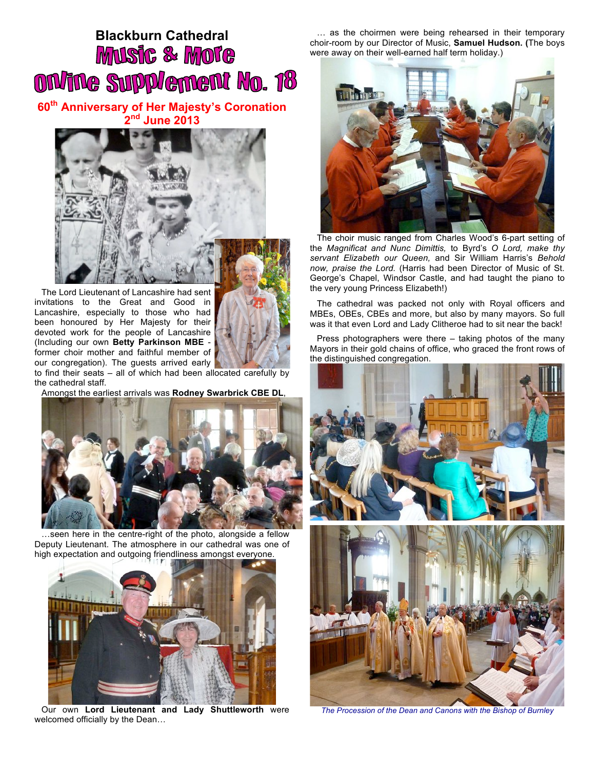# Blackburn Cathedral

# Music & More

# Online Supplement No. 18

## 60th Anniversary of Her Majesty's Coronation 2nd June 2013

The Lord Lieutenant of Lancashire had sent invitations to the Great and Good in Lancashire, especially to those who had been honoured by Her Majesty for their devoted work for the people of Lancashire (Including our own **Betty Parkinson MBE** - former choir mother and faithful member of our congregation). The guests arrived early to find their seats – all of which had been allocated carefully by the cathedral staff.

Amongst the earliest arrivals was **Rodney Swarbrick CBE DL**,

…seen here in the centre-right of the photo, alongside a fellow Deputy Lieutenant. The atmosphere in our cathedral was one of high expectation and outgoing friendliness amongst everyone.

Our own **Lord Lieutenant and Lady Shuttleworth** were welcomed officially by the Dean…

… as the choirmen were being rehearsed in their temporary choir-room by our Director of Music, **Samuel Hudson. (**The boys were away on their well-earned half term holiday.)

The choir music ranged from Charles Wood's 6-part setting of the *Magnificat and Nunc Dimittis,* to Byrd's *O Lord, make thy servant Elizabeth our Queen,* and Sir William Harris's *Behold now, praise the Lord.* (Harris had been Director of Music of St. George's Chapel, Windsor Castle, and had taught the piano to the very young Princess Elizabeth!)

The cathedral was packed not only with Royal officers and MBEs, OBEs, CBEs and more, but also by many mayors. So full was it that even Lord and Lady Clitheroe had to sit near the back!

Press photographers were there – taking photos of the many Mayors in their gold chains of office, who graced the front rows of the distinguished congregation.

*The Procession of the Dean and Canons with the Bishop of Burnley*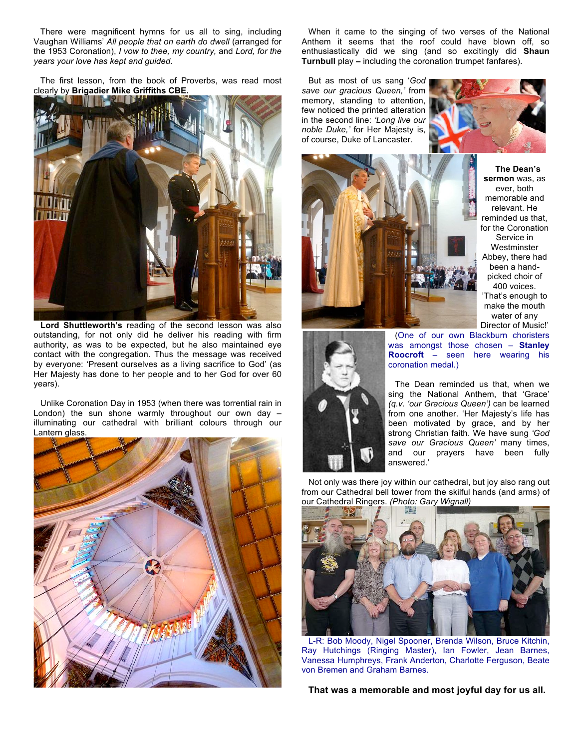There were magnificent hymns for us all to sing, including Vaughan Williams' *All people that on earth do dwell* (arranged for the 1953 Coronation), *I vow to thee, my country,* and *Lord, for the years your love has kept and guided.*

The first lesson, from the book of Proverbs, was read most clearly by **Brigadier Mike Griffiths CBE.**

**Lord Shuttleworth's** reading of the second lesson was also outstanding, for not only did he deliver his reading with firm authority, as was to be expected, but he also maintained eye contact with the congregation. Thus the message was received by everyone: 'Present ourselves as a living sacrifice to God' (as Her Majesty has done to her people and to her God for over 60 years).

Unlike Coronation Day in 1953 (when there was torrential rain in London) the sun shone warmly throughout our own day – illuminating our cathedral with brilliant colours through our Lantern glass.

When it came to the singing of two verses of the National Anthem it seems that the roof could have blown off, so enthusiastically did we sing (and so excitingly did **Shaun Turnbull** play **–** including the coronation trumpet fanfares).

But as most of us sang '*God save our gracious Queen,'* from memory, standing to attention, few noticed the printed alteration in the second line: *'Long live our noble Duke,'* for Her Majesty is, of course, Duke of Lancaster.

**The Dean's sermon** was, as ever, both memorable and relevant. He reminded us that, for the Coronation Service in Westminster Abbey, there had been a hand-picked choir of 400 voices. 'That's enough to make the mouth water of any Director of Music!'

(One of our own Blackburn choristers was amongst those chosen – **Stanley Roocroft** – seen here wearing his coronation medal.)

The Dean reminded us that, when we sing the National Anthem, that 'Grace' *(q.v. 'our Gracious Queen')* can be learned from one another. 'Her Majesty's life has been motivated by grace, and by her strong Christian faith. We have sung *'God save our Gracious Queen'* many times, and our prayers have been fully answered.'

Not only was there joy within our cathedral, but joy also rang out from our Cathedral bell tower from the skilful hands (and arms) of our Cathedral Ringers. *(Photo: Gary Wignall)*

L-R: Bob Moody, Nigel Spooner, Brenda Wilson, Bruce Kitchin, Ray Hutchings (Ringing Master), Ian Fowler, Jean Barnes, Vanessa Humphreys, Frank Anderton, Charlotte Ferguson, Beate von Bremen and Graham Barnes.

**That was a memorable and most joyful day for us all.**